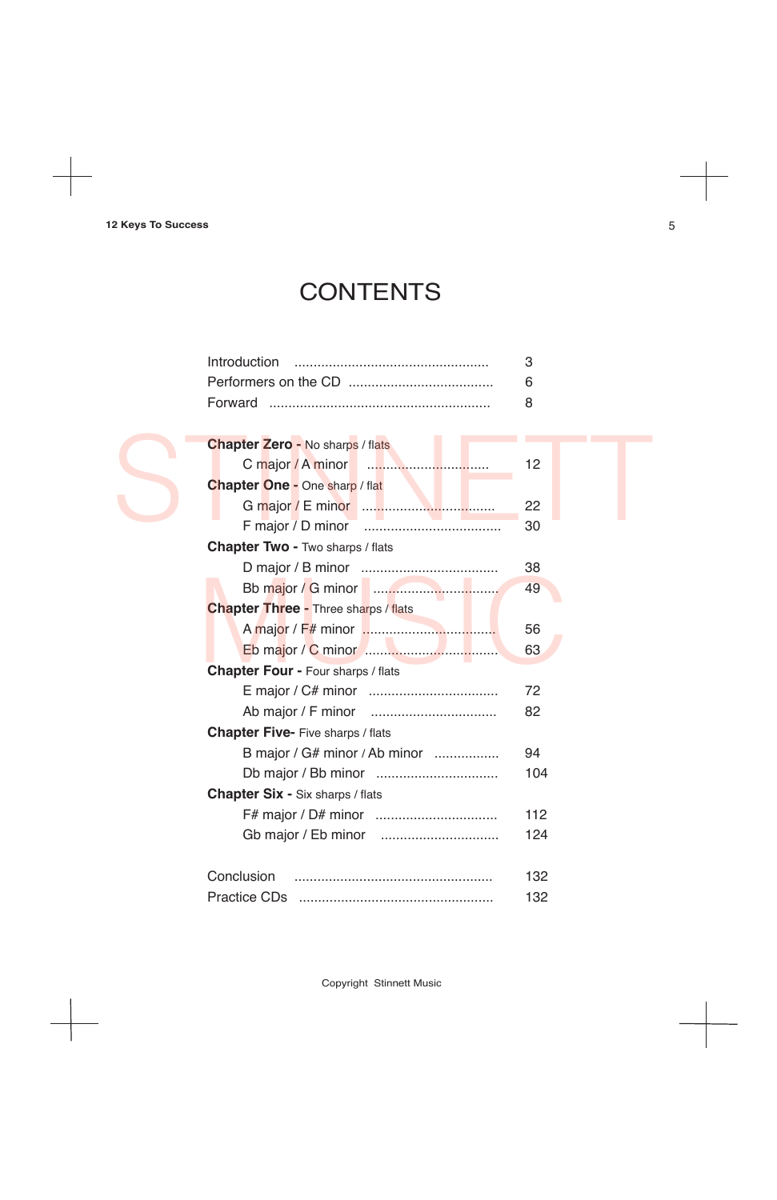# CONTENTS

| | |
|---|---|
| Introduction | 3 |
| Performers on the CD | 6 |
| Forward | 8 |
| **Chapter Zero -** No sharps / flats | |
| C major / A minor | 12 |
| **Chapter One -** One sharp / flat | |
| G major / E minor | 22 |
| F major / D minor | 30 |
| **Chapter Two -** Two sharps / flats | |
| D major / B minor | 38 |
| Bb major / G minor | 49 |
| **Chapter Three -** Three sharps / flats | |
| A major / F# minor | 56 |
| Eb major / C minor | 63 |
| **Chapter Four -** Four sharps / flats | |
| E major / C# minor | 72 |
| Ab major / F minor | 82 |
| **Chapter Five-** Five sharps / flats | |
| B major / G# minor / Ab minor | 94 |
| Db major / Bb minor | 104 |
| **Chapter Six -** Six sharps / flats | |
| F# major / D# minor | 112 |
| Gb major / Eb minor | 124 |
| Conclusion | 132 |
| Practice CDs | 132 |

Copyright Stinnett Music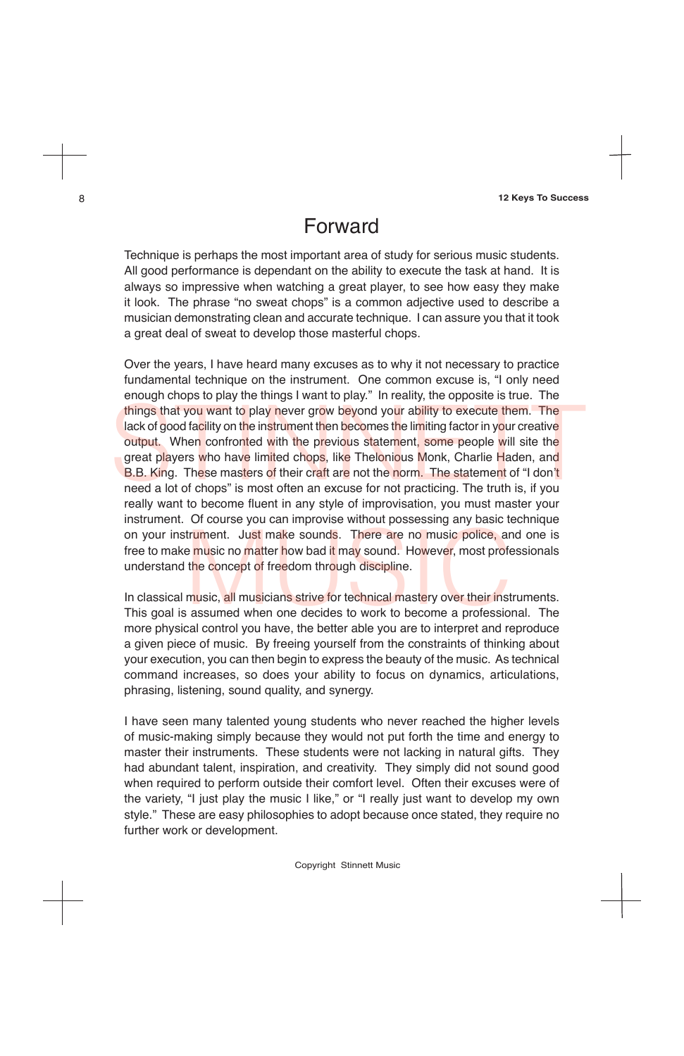# Forward

Technique is perhaps the most important area of study for serious music students. All good performance is dependant on the ability to execute the task at hand. It is always so impressive when watching a great player, to see how easy they make it look. The phrase "no sweat chops" is a common adjective used to describe a musician demonstrating clean and accurate technique. I can assure you that it took a great deal of sweat to develop those masterful chops.

Over the years, I have heard many excuses as to why it not necessary to practice fundamental technique on the instrument. One common excuse is, "I only need enough chops to play the things I want to play." In reality, the opposite is true. The things that you want to play never grow beyond your ability to execute them. The lack of good facility on the instrument then becomes the limiting factor in your creative output. When confronted with the previous statement, some people will site the great players who have limited chops, like Thelonious Monk, Charlie Haden, and B.B. King. These masters of their craft are not the norm. The statement of "I don't need a lot of chops" is most often an excuse for not practicing. The truth is, if you really want to become fluent in any style of improvisation, you must master your instrument. Of course you can improvise without possessing any basic technique on your instrument. Just make sounds. There are no music police, and one is free to make music no matter how bad it may sound. However, most professionals understand the concept of freedom through discipline.

In classical music, all musicians strive for technical mastery over their instruments. This goal is assumed when one decides to work to become a professional. The more physical control you have, the better able you are to interpret and reproduce a given piece of music. By freeing yourself from the constraints of thinking about your execution, you can then begin to express the beauty of the music. As technical command increases, so does your ability to focus on dynamics, articulations, phrasing, listening, sound quality, and synergy.

I have seen many talented young students who never reached the higher levels of music-making simply because they would not put forth the time and energy to master their instruments. These students were not lacking in natural gifts. They had abundant talent, inspiration, and creativity. They simply did not sound good when required to perform outside their comfort level. Often their excuses were of the variety, "I just play the music I like," or "I really just want to develop my own style." These are easy philosophies to adopt because once stated, they require no further work or development.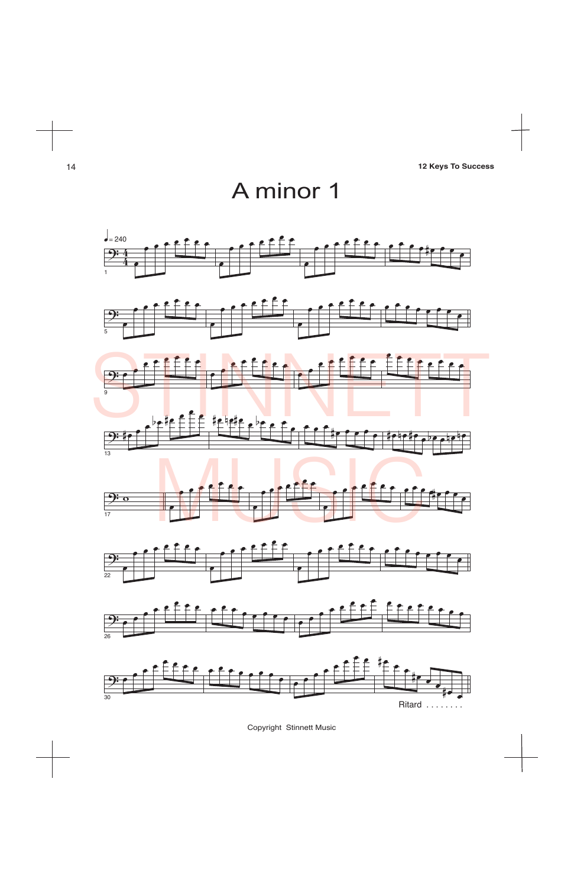# A minor 1

♩= 240

Ritard . . . . . . . .

Copyright Stinnett Music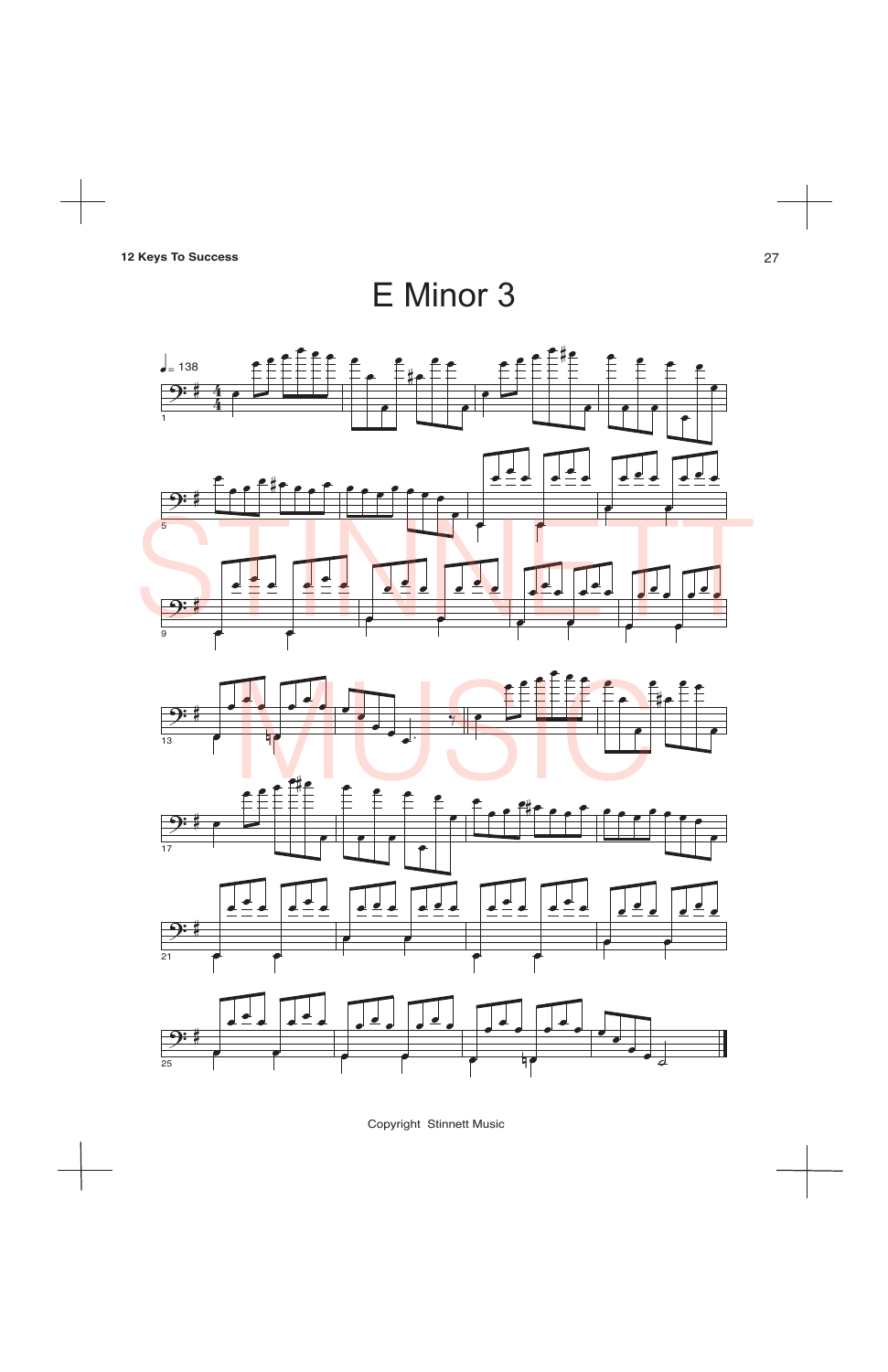# E Minor 3

Copyright Stinnett Music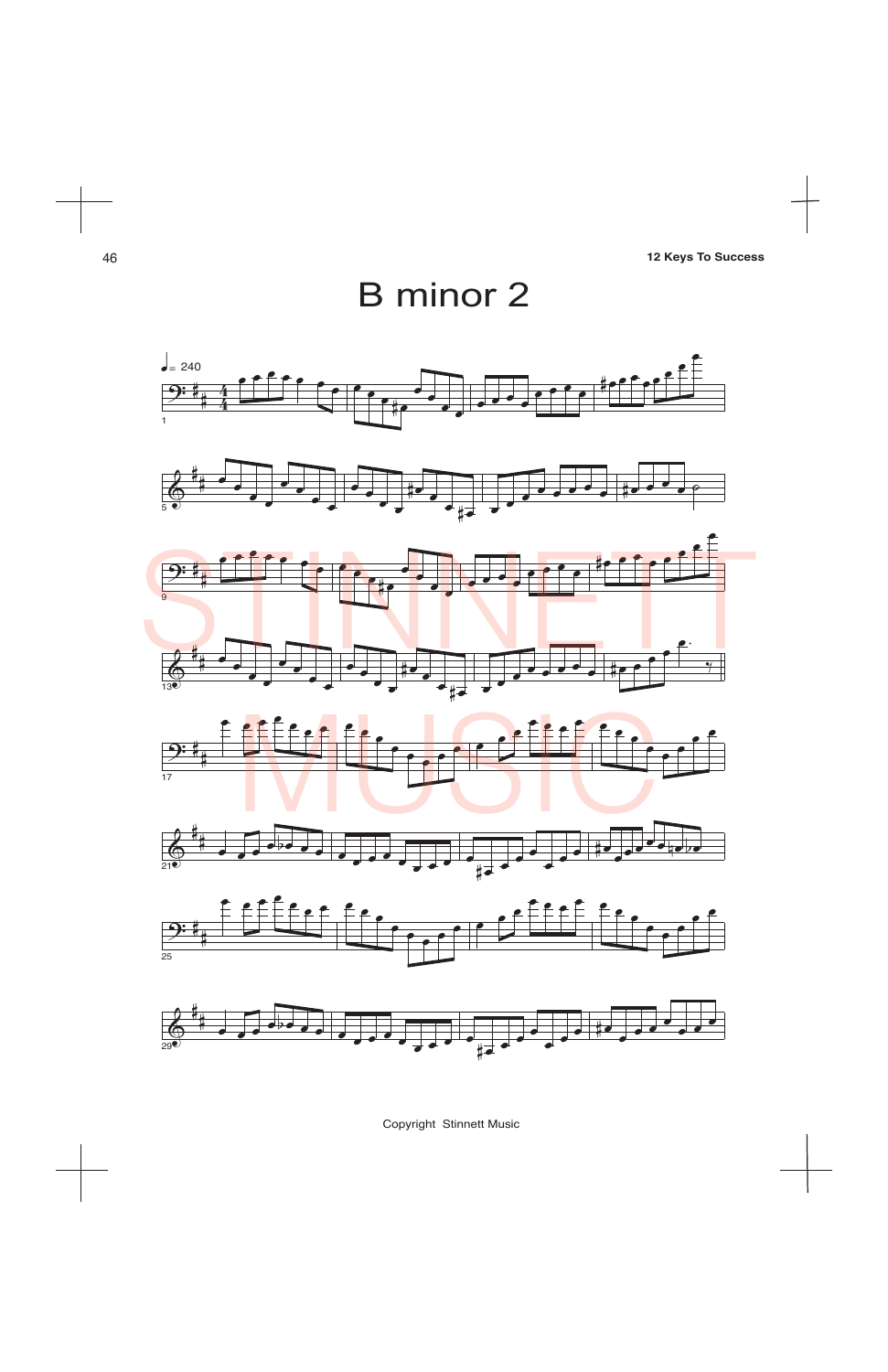# B minor 2

♩= 240

Copyright Stinnett Music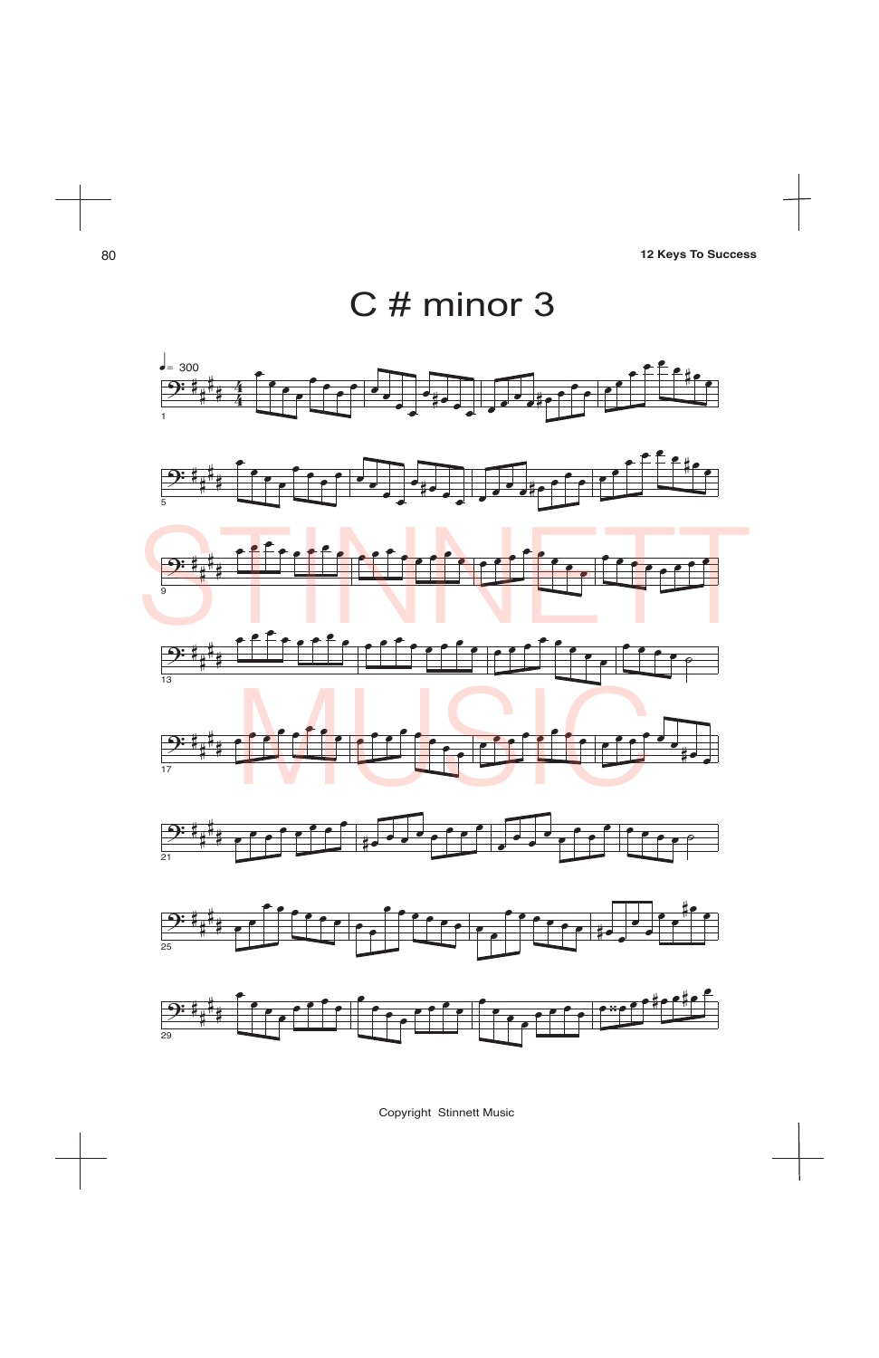# C # minor 3

♩= 300

Copyright Stinnett Music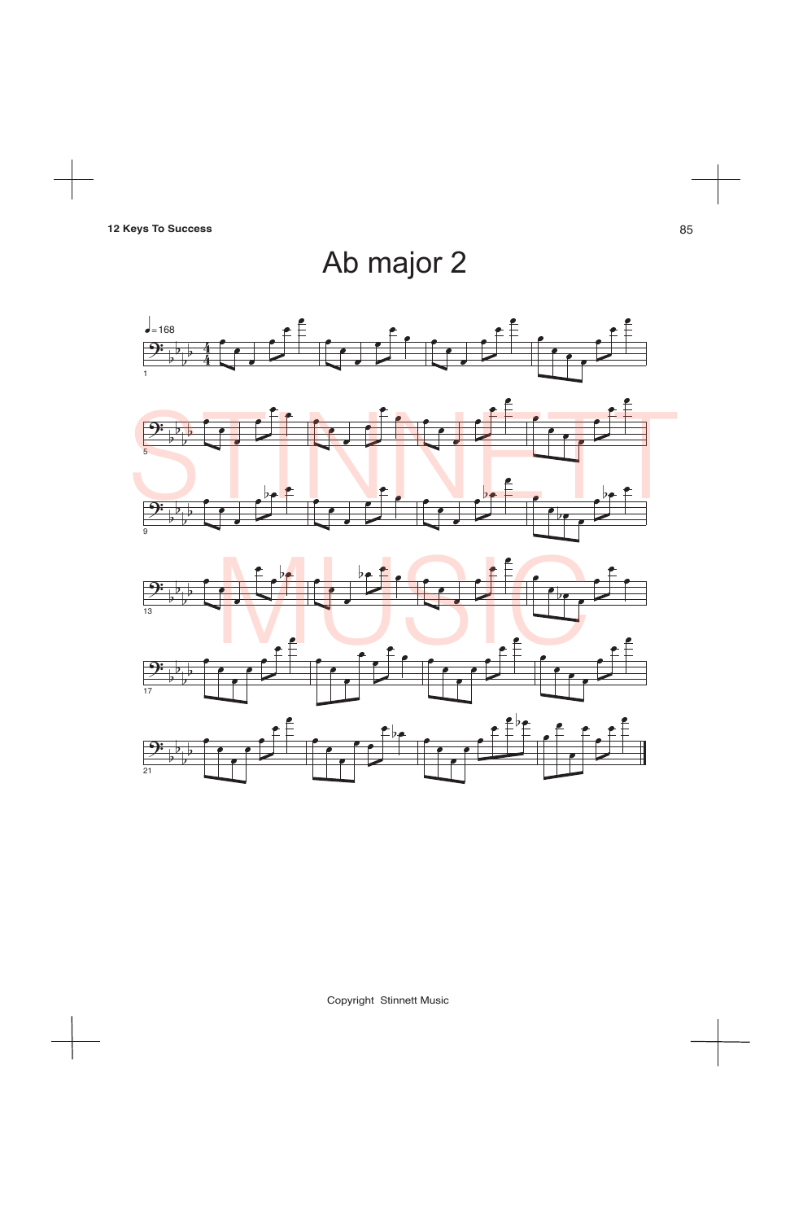# Ab major 2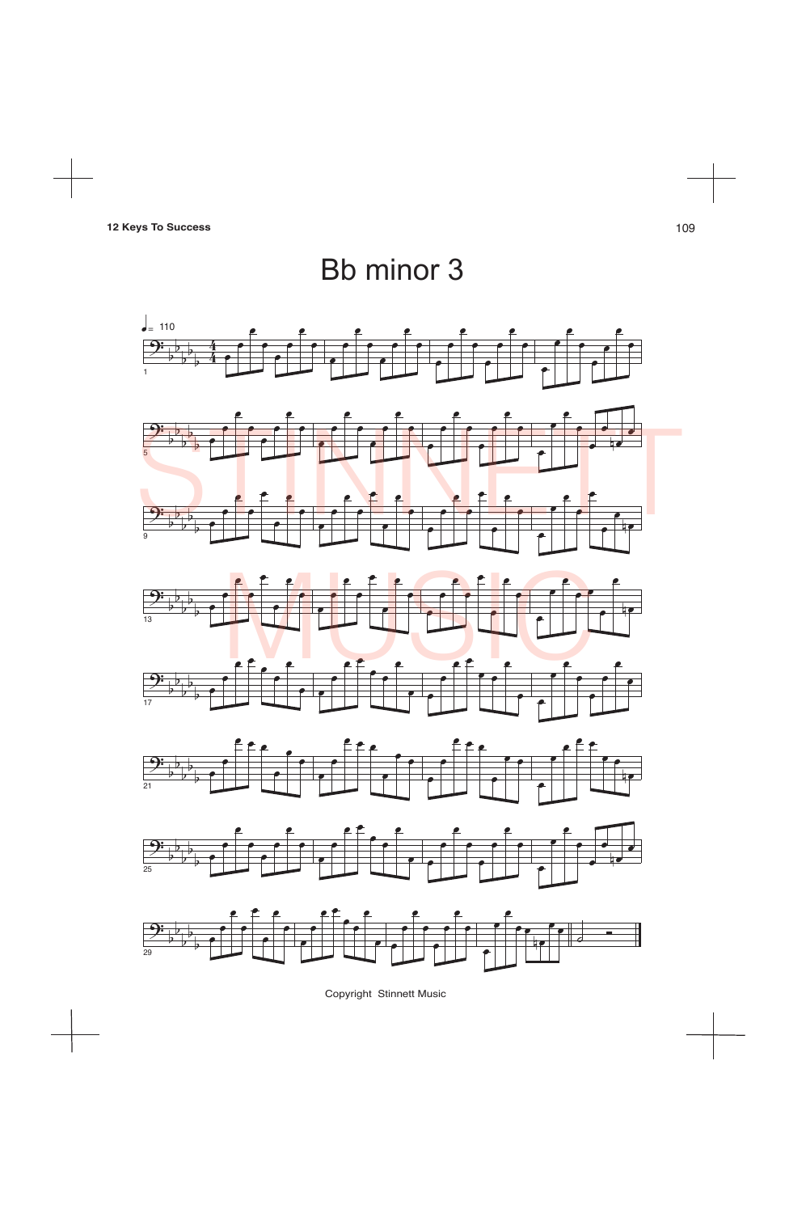# Bb minor 3

♩= 110

Copyright Stinnett Music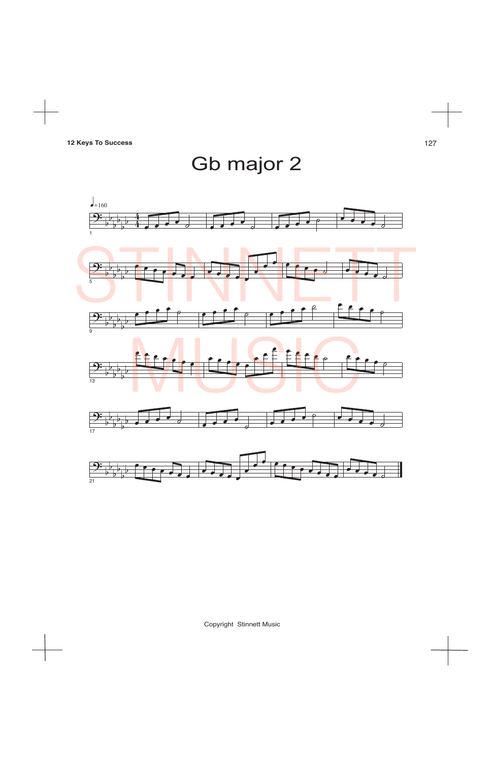# Gb major 2

Copyright Stinnett Music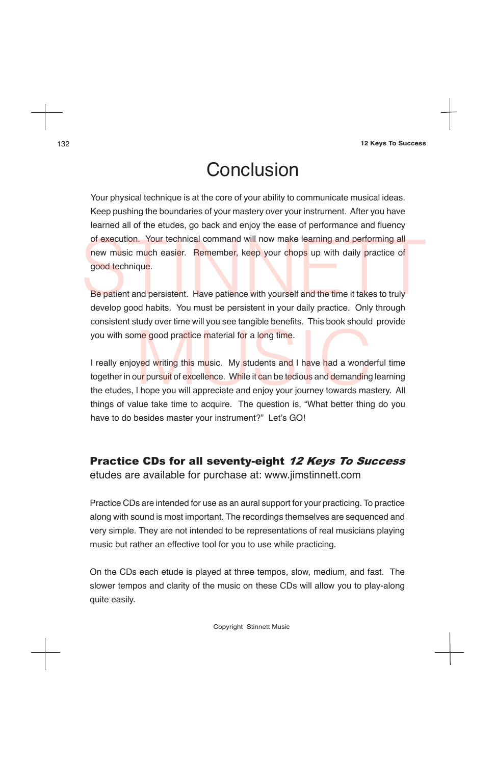# Conclusion

Your physical technique is at the core of your ability to communicate musical ideas. Keep pushing the boundaries of your mastery over your instrument. After you have learned all of the etudes, go back and enjoy the ease of performance and fluency of execution. Your technical command will now make learning and performing all new music much easier. Remember, keep your chops up with daily practice of good technique.

Be patient and persistent. Have patience with yourself and the time it takes to truly develop good habits. You must be persistent in your daily practice. Only through consistent study over time will you see tangible benefits. This book should provide you with some good practice material for a long time.

I really enjoyed writing this music. My students and I have had a wonderful time together in our pursuit of excellence. While it can be tedious and demanding learning the etudes, I hope you will appreciate and enjoy your journey towards mastery. All things of value take time to acquire. The question is, "What better thing do you have to do besides master your instrument?" Let's GO!

**Practice CDs for all seventy-eight *12 Keys To Success***
etudes are available for purchase at: www.jimstinnett.com

Practice CDs are intended for use as an aural support for your practicing. To practice along with sound is most important. The recordings themselves are sequenced and very simple. They are not intended to be representations of real musicians playing music but rather an effective tool for you to use while practicing.

On the CDs each etude is played at three tempos, slow, medium, and fast. The slower tempos and clarity of the music on these CDs will allow you to play-along quite easily.

Copyright Stinnett Music